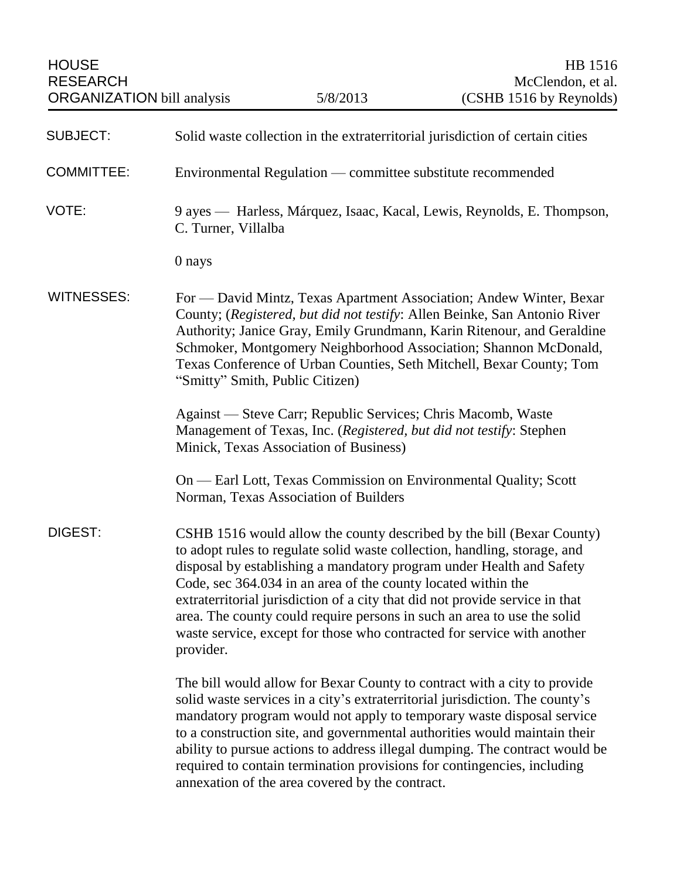HOUSE RESEARCH ORGANIZATION bill analysis — 5/8/2013

HB 1516
McClendon, et al.
(CSHB 1516 by Reynolds)

**SUBJECT:** Solid waste collection in the extraterritorial jurisdiction of certain cities

**COMMITTEE:** Environmental Regulation — committee substitute recommended

**VOTE:** 9 ayes — Harless, Márquez, Isaac, Kacal, Lewis, Reynolds, E. Thompson, C. Turner, Villalba

0 nays

**WITNESSES:** For — David Mintz, Texas Apartment Association; Andew Winter, Bexar County; (*Registered, but did not testify*: Allen Beinke, San Antonio River Authority; Janice Gray, Emily Grundmann, Karin Ritenour, and Geraldine Schmoker, Montgomery Neighborhood Association; Shannon McDonald, Texas Conference of Urban Counties, Seth Mitchell, Bexar County; Tom "Smitty" Smith, Public Citizen)

Against — Steve Carr; Republic Services; Chris Macomb, Waste Management of Texas, Inc. (*Registered, but did not testify*: Stephen Minick, Texas Association of Business)

On — Earl Lott, Texas Commission on Environmental Quality; Scott Norman, Texas Association of Builders

**DIGEST:** CSHB 1516 would allow the county described by the bill (Bexar County) to adopt rules to regulate solid waste collection, handling, storage, and disposal by establishing a mandatory program under Health and Safety Code, sec 364.034 in an area of the county located within the extraterritorial jurisdiction of a city that did not provide service in that area. The county could require persons in such an area to use the solid waste service, except for those who contracted for service with another provider.

The bill would allow for Bexar County to contract with a city to provide solid waste services in a city's extraterritorial jurisdiction. The county's mandatory program would not apply to temporary waste disposal service to a construction site, and governmental authorities would maintain their ability to pursue actions to address illegal dumping. The contract would be required to contain termination provisions for contingencies, including annexation of the area covered by the contract.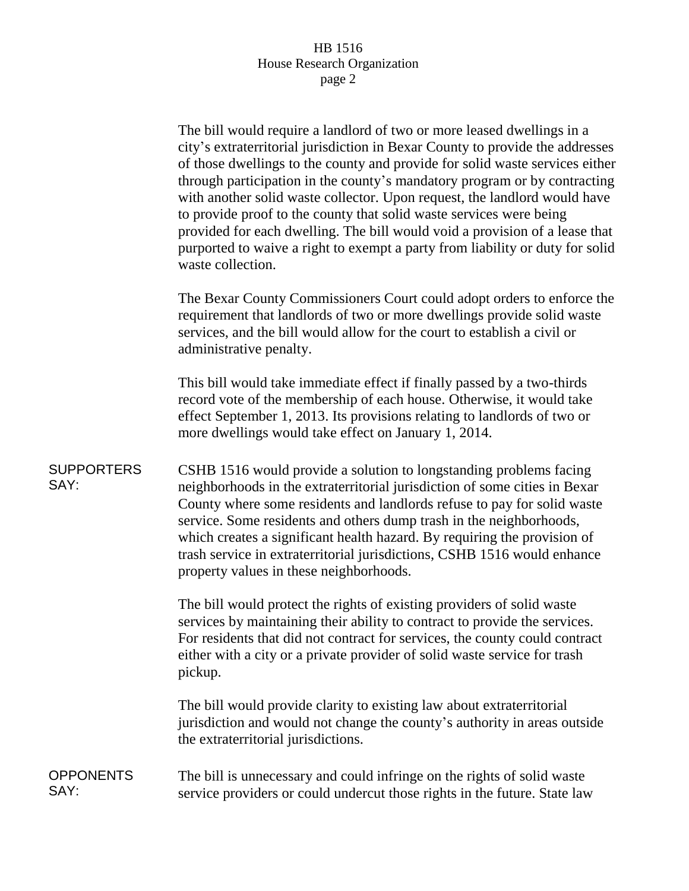The bill would require a landlord of two or more leased dwellings in a city's extraterritorial jurisdiction in Bexar County to provide the addresses of those dwellings to the county and provide for solid waste services either through participation in the county's mandatory program or by contracting with another solid waste collector. Upon request, the landlord would have to provide proof to the county that solid waste services were being provided for each dwelling. The bill would void a provision of a lease that purported to waive a right to exempt a party from liability or duty for solid waste collection.

The Bexar County Commissioners Court could adopt orders to enforce the requirement that landlords of two or more dwellings provide solid waste services, and the bill would allow for the court to establish a civil or administrative penalty.

This bill would take immediate effect if finally passed by a two-thirds record vote of the membership of each house. Otherwise, it would take effect September 1, 2013. Its provisions relating to landlords of two or more dwellings would take effect on January 1, 2014.

**SUPPORTERS SAY:**

CSHB 1516 would provide a solution to longstanding problems facing neighborhoods in the extraterritorial jurisdiction of some cities in Bexar County where some residents and landlords refuse to pay for solid waste service. Some residents and others dump trash in the neighborhoods, which creates a significant health hazard. By requiring the provision of trash service in extraterritorial jurisdictions, CSHB 1516 would enhance property values in these neighborhoods.

The bill would protect the rights of existing providers of solid waste services by maintaining their ability to contract to provide the services. For residents that did not contract for services, the county could contract either with a city or a private provider of solid waste service for trash pickup.

The bill would provide clarity to existing law about extraterritorial jurisdiction and would not change the county's authority in areas outside the extraterritorial jurisdictions.

**OPPONENTS SAY:**

The bill is unnecessary and could infringe on the rights of solid waste service providers or could undercut those rights in the future. State law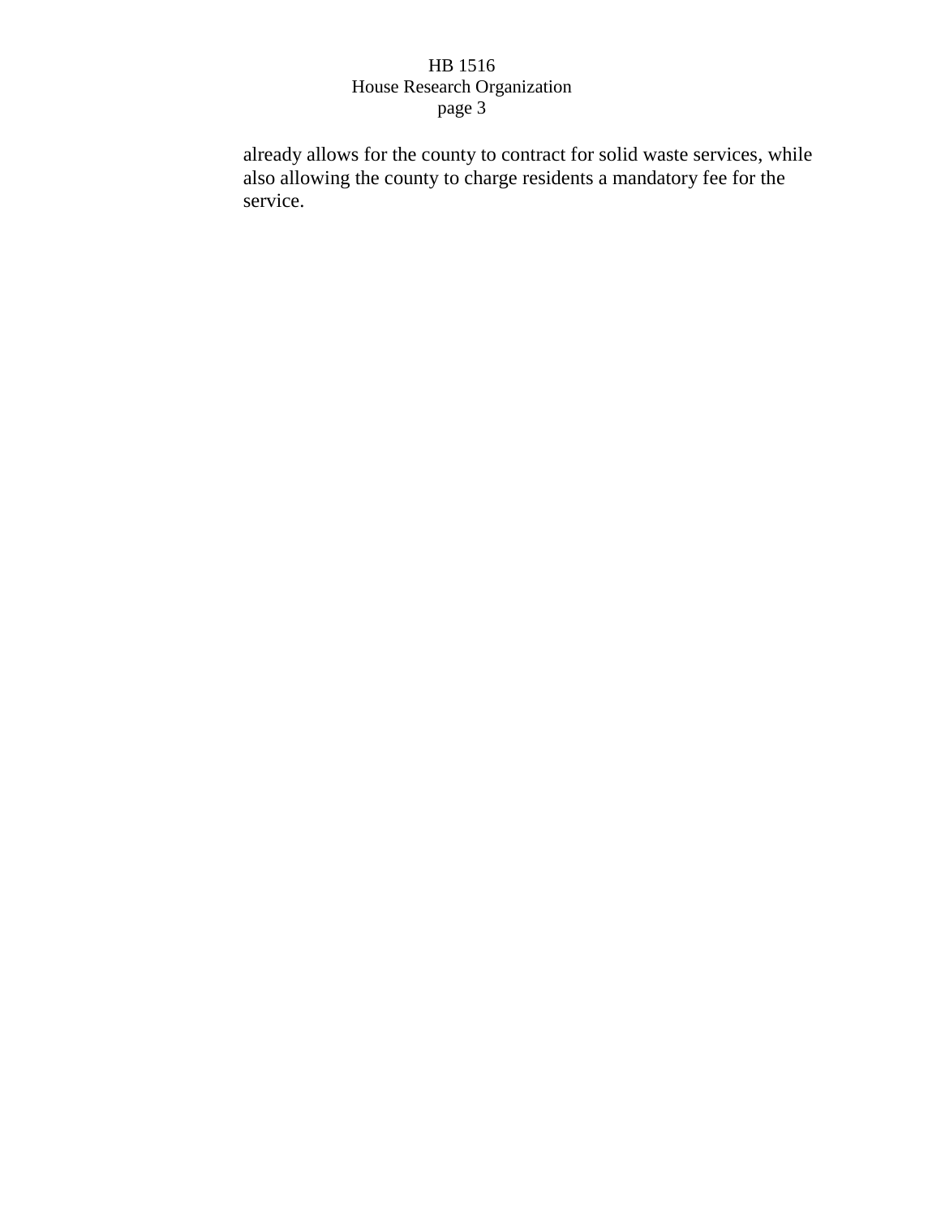already allows for the county to contract for solid waste services, while also allowing the county to charge residents a mandatory fee for the service.